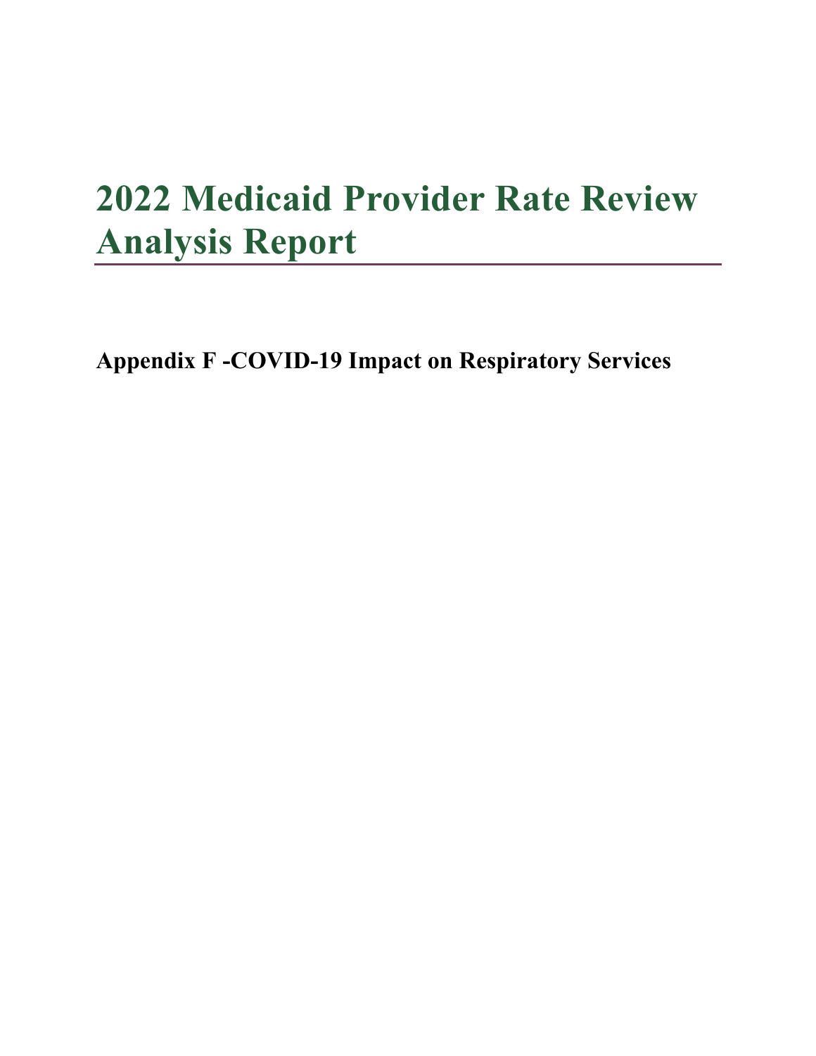# 2022 Medicaid Provider Rate Review Analysis Report

## Appendix F -COVID-19 Impact on Respiratory Services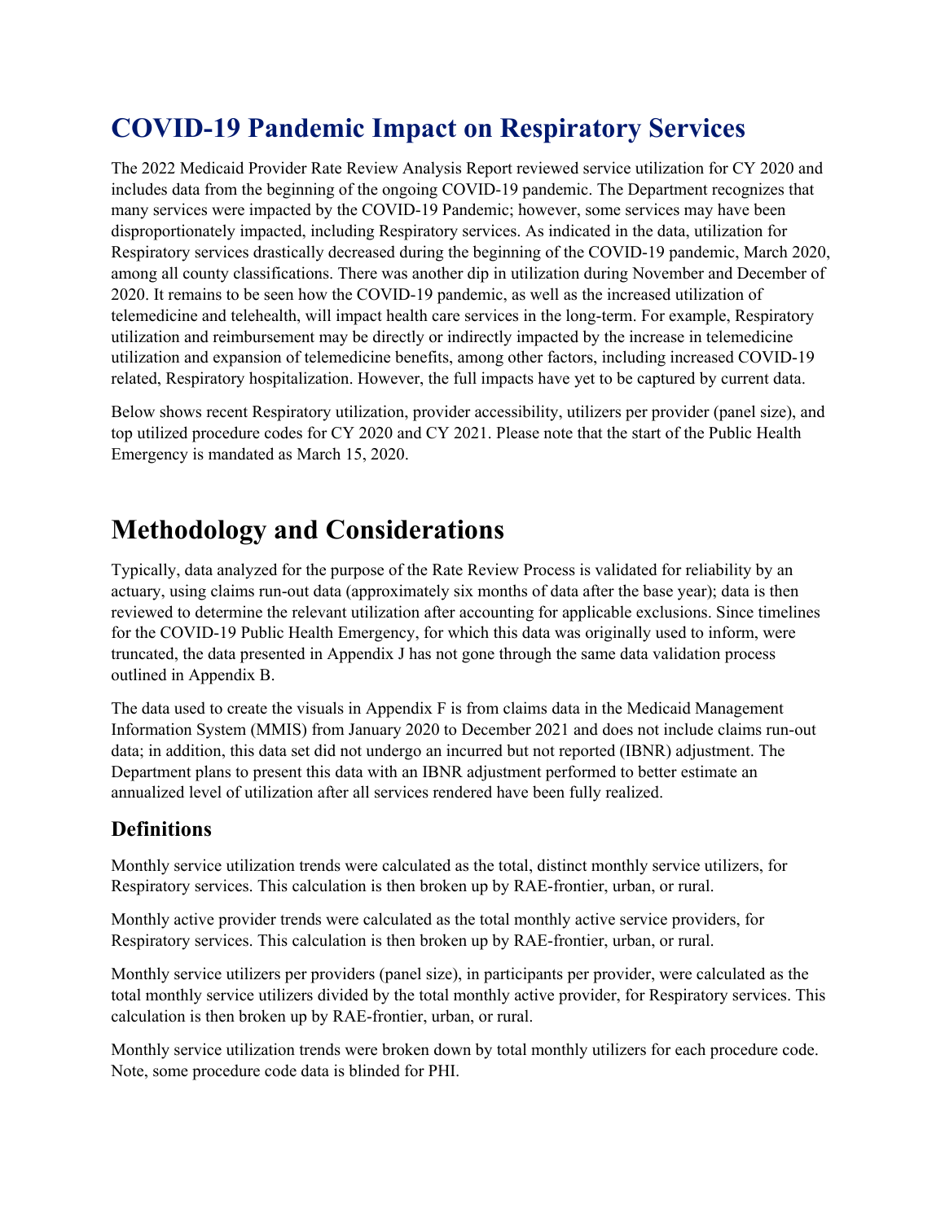# COVID-19 Pandemic Impact on Respiratory Services

The 2022 Medicaid Provider Rate Review Analysis Report reviewed service utilization for CY 2020 and includes data from the beginning of the ongoing COVID-19 pandemic. The Department recognizes that many services were impacted by the COVID-19 Pandemic; however, some services may have been disproportionately impacted, including Respiratory services. As indicated in the data, utilization for Respiratory services drastically decreased during the beginning of the COVID-19 pandemic, March 2020, among all county classifications. There was another dip in utilization during November and December of 2020. It remains to be seen how the COVID-19 pandemic, as well as the increased utilization of telemedicine and telehealth, will impact health care services in the long-term. For example, Respiratory utilization and reimbursement may be directly or indirectly impacted by the increase in telemedicine utilization and expansion of telemedicine benefits, among other factors, including increased COVID-19 related, Respiratory hospitalization. However, the full impacts have yet to be captured by current data.

Below shows recent Respiratory utilization, provider accessibility, utilizers per provider (panel size), and top utilized procedure codes for CY 2020 and CY 2021. Please note that the start of the Public Health Emergency is mandated as March 15, 2020.

# Methodology and Considerations

Typically, data analyzed for the purpose of the Rate Review Process is validated for reliability by an actuary, using claims run-out data (approximately six months of data after the base year); data is then reviewed to determine the relevant utilization after accounting for applicable exclusions. Since timelines for the COVID-19 Public Health Emergency, for which this data was originally used to inform, were truncated, the data presented in Appendix J has not gone through the same data validation process outlined in Appendix B.

The data used to create the visuals in Appendix F is from claims data in the Medicaid Management Information System (MMIS) from January 2020 to December 2021 and does not include claims run-out data; in addition, this data set did not undergo an incurred but not reported (IBNR) adjustment. The Department plans to present this data with an IBNR adjustment performed to better estimate an annualized level of utilization after all services rendered have been fully realized.

## Definitions

Monthly service utilization trends were calculated as the total, distinct monthly service utilizers, for Respiratory services. This calculation is then broken up by RAE-frontier, urban, or rural.

Monthly active provider trends were calculated as the total monthly active service providers, for Respiratory services. This calculation is then broken up by RAE-frontier, urban, or rural.

Monthly service utilizers per providers (panel size), in participants per provider, were calculated as the total monthly service utilizers divided by the total monthly active provider, for Respiratory services. This calculation is then broken up by RAE-frontier, urban, or rural.

Monthly service utilization trends were broken down by total monthly utilizers for each procedure code. Note, some procedure code data is blinded for PHI.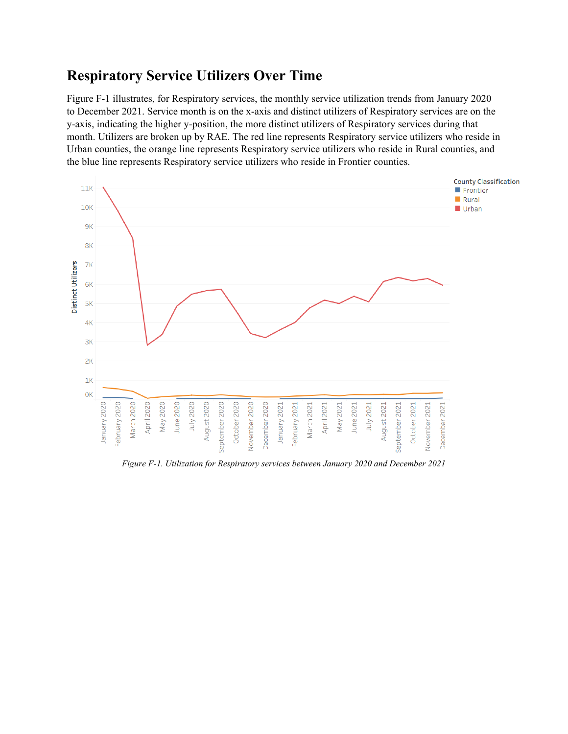# Respiratory Service Utilizers Over Time

Figure F-1 illustrates, for Respiratory services, the monthly service utilization trends from January 2020 to December 2021. Service month is on the x-axis and distinct utilizers of Respiratory services are on the y-axis, indicating the higher y-position, the more distinct utilizers of Respiratory services during that month. Utilizers are broken up by RAE. The red line represents Respiratory service utilizers who reside in Urban counties, the orange line represents Respiratory service utilizers who reside in Rural counties, and the blue line represents Respiratory service utilizers who reside in Frontier counties.

County Classification
Frontier
Rural
Urban

Distinct Utilizers

11K
10K
9K
8K
7K
6K
5K
4K
3K
2K
1K
0K

January 2020
February 2020
March 2020
April 2020
May 2020
June 2020
July 2020
August 2020
September 2020
October 2020
November 2020
December 2020
January 2021
February 2021
March 2021
April 2021
May 2021
June 2021
July 2021
August 2021
September 2021
October 2021
November 2021
December 2021

*Figure F-1. Utilization for Respiratory services between January 2020 and December 2021*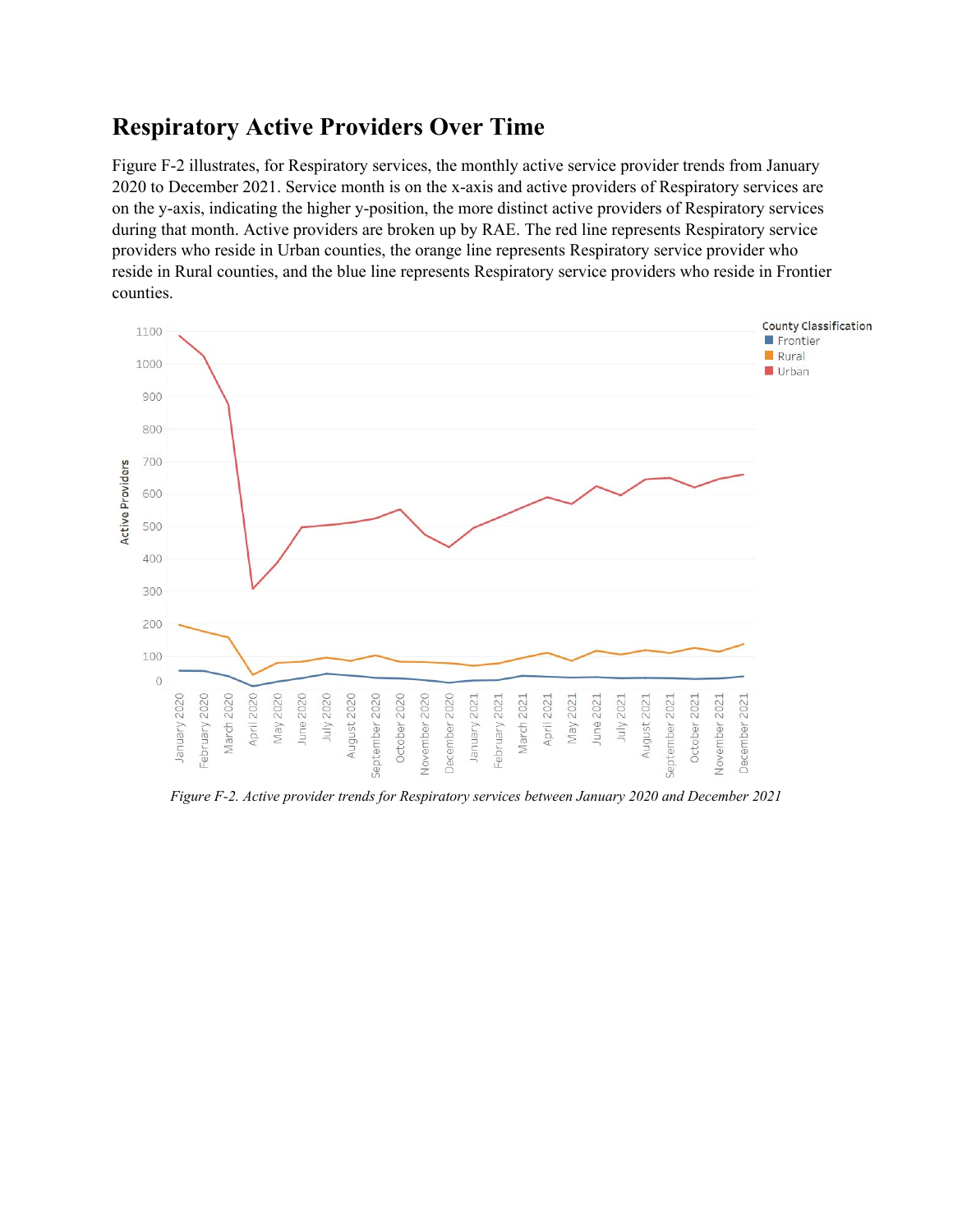## Respiratory Active Providers Over Time

Figure F-2 illustrates, for Respiratory services, the monthly active service provider trends from January 2020 to December 2021. Service month is on the x-axis and active providers of Respiratory services are on the y-axis, indicating the higher y-position, the more distinct active providers of Respiratory services during that month. Active providers are broken up by RAE. The red line represents Respiratory service providers who reside in Urban counties, the orange line represents Respiratory service provider who reside in Rural counties, and the blue line represents Respiratory service providers who reside in Frontier counties.

Active Providers

1100
1000
900
800
700
600
500
400
300
200
100
0

January 2020
February 2020
March 2020
April 2020
May 2020
June 2020
July 2020
August 2020
September 2020
October 2020
November 2020
December 2020
January 2021
February 2021
March 2021
April 2021
May 2021
June 2021
July 2021
August 2021
September 2021
October 2021
November 2021
December 2021

County Classification
Frontier
Rural
Urban

*Figure F-2. Active provider trends for Respiratory services between January 2020 and December 2021*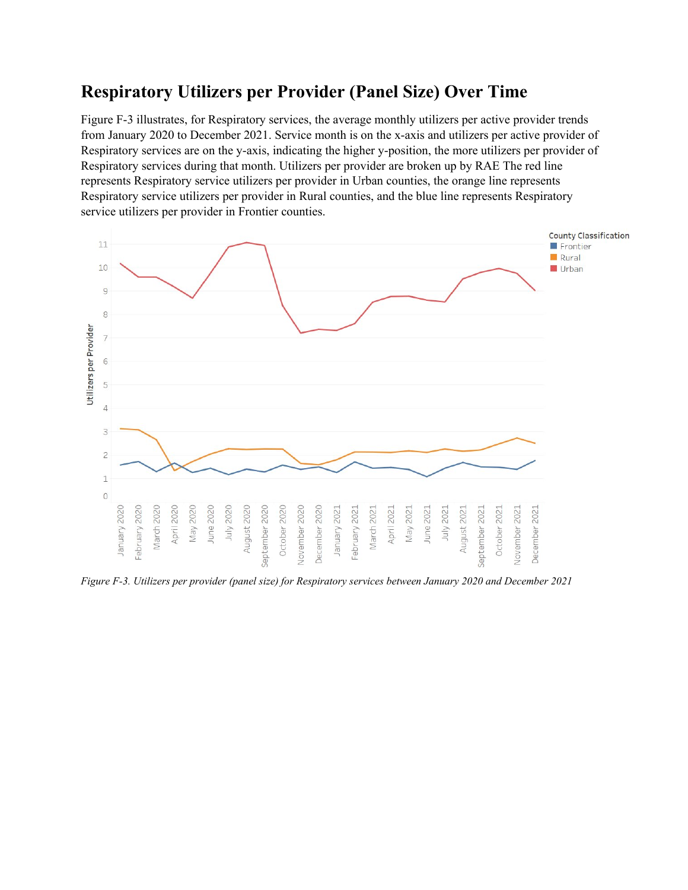## Respiratory Utilizers per Provider (Panel Size) Over Time

Figure F-3 illustrates, for Respiratory services, the average monthly utilizers per active provider trends from January 2020 to December 2021. Service month is on the x-axis and utilizers per active provider of Respiratory services are on the y-axis, indicating the higher y-position, the more utilizers per provider of Respiratory services during that month. Utilizers per provider are broken up by RAE The red line represents Respiratory service utilizers per provider in Urban counties, the orange line represents Respiratory service utilizers per provider in Rural counties, and the blue line represents Respiratory service utilizers per provider in Frontier counties.

County Classification
Frontier
Rural
Urban

Utilizers per Provider

0
1
2
3
4
5
6
7
8
9
10
11

January 2020
February 2020
March 2020
April 2020
May 2020
June 2020
July 2020
August 2020
September 2020
October 2020
November 2020
December 2020
January 2021
February 2021
March 2021
April 2021
May 2021
June 2021
July 2021
August 2021
September 2021
October 2021
November 2021
December 2021

*Figure F-3. Utilizers per provider (panel size) for Respiratory services between January 2020 and December 2021*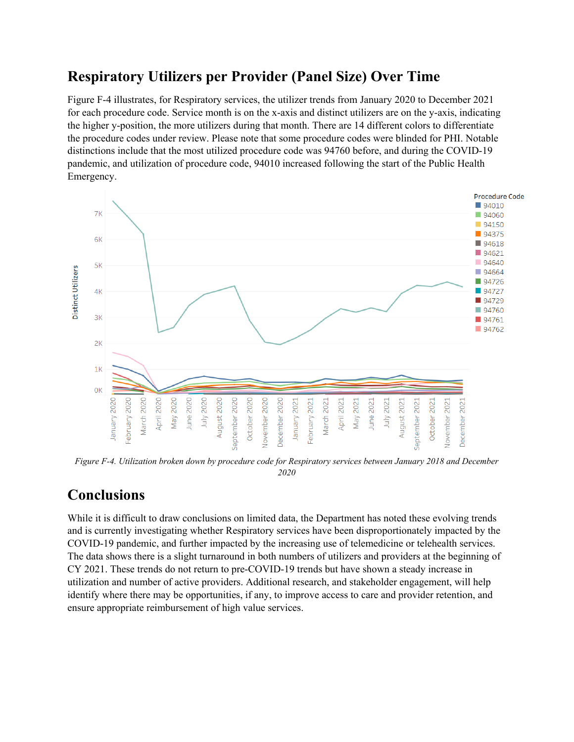## Respiratory Utilizers per Provider (Panel Size) Over Time

Figure F-4 illustrates, for Respiratory services, the utilizer trends from January 2020 to December 2021 for each procedure code. Service month is on the x-axis and distinct utilizers are on the y-axis, indicating the higher y-position, the more utilizers during that month. There are 14 different colors to differentiate the procedure codes under review. Please note that some procedure codes were blinded for PHI. Notable distinctions include that the most utilized procedure code was 94760 before, and during the COVID-19 pandemic, and utilization of procedure code, 94010 increased following the start of the Public Health Emergency.

Distinct Utilizers

7K
6K
5K
4K
3K
2K
1K
0K

January 2020
February 2020
March 2020
April 2020
May 2020
June 2020
July 2020
August 2020
September 2020
October 2020
November 2020
December 2020
January 2021
February 2021
March 2021
April 2021
May 2021
June 2021
July 2021
August 2021
September 2021
October 2021
November 2021
December 2021

Procedure Code
94010
94060
94150
94375
94618
94621
94640
94664
94726
94727
94729
94760
94761
94762

*Figure F-4. Utilization broken down by procedure code for Respiratory services between January 2018 and December 2020*

## Conclusions

While it is difficult to draw conclusions on limited data, the Department has noted these evolving trends and is currently investigating whether Respiratory services have been disproportionately impacted by the COVID-19 pandemic, and further impacted by the increasing use of telemedicine or telehealth services. The data shows there is a slight turnaround in both numbers of utilizers and providers at the beginning of CY 2021. These trends do not return to pre-COVID-19 trends but have shown a steady increase in utilization and number of active providers. Additional research, and stakeholder engagement, will help identify where there may be opportunities, if any, to improve access to care and provider retention, and ensure appropriate reimbursement of high value services.